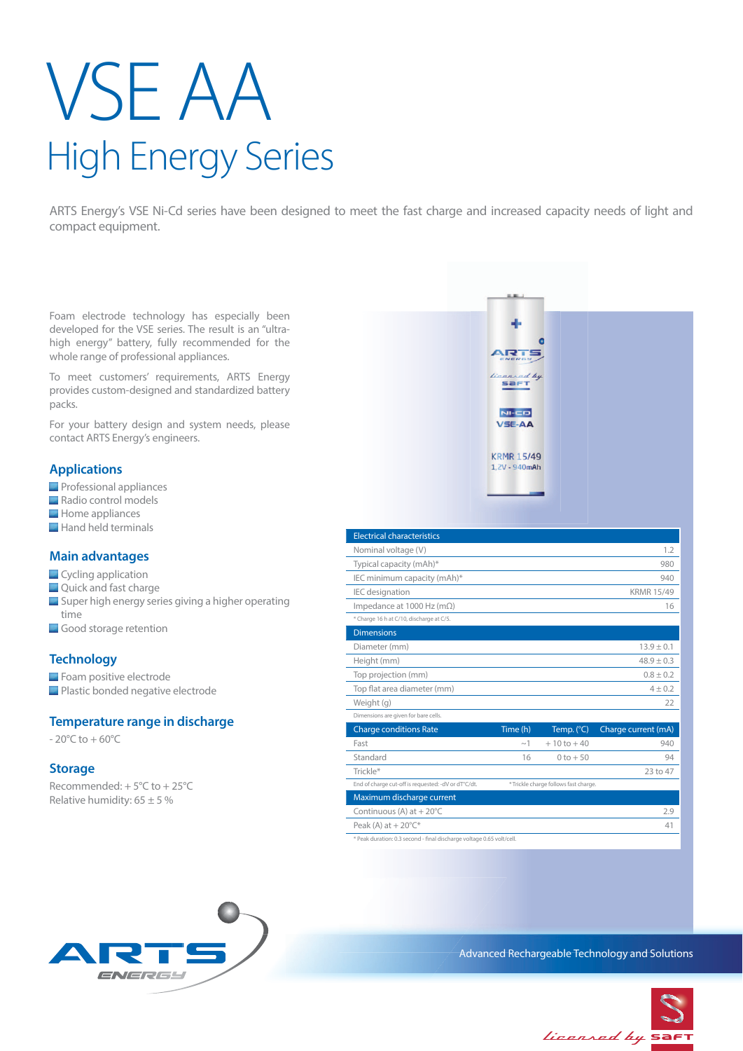# VSE AA

## High Energy Series

ARTS Energy's VSE Ni-Cd series have been designed to meet the fast charge and increased capacity needs of light and compact equipment.

Foam electrode technology has especially been developed for the VSE series. The result is an "ultra-high energy" battery, fully recommended for the whole range of professional appliances.

To meet customers' requirements, ARTS Energy provides custom-designed and standardized battery packs.

For your battery design and system needs, please contact ARTS Energy's engineers.

### Applications

- Professional appliances
- Radio control models
- Home appliances
- Hand held terminals

### Main advantages

- Cycling application
- Quick and fast charge
- Super high energy series giving a higher operating time
- Good storage retention

### Technology

- Foam positive electrode
- Plastic bonded negative electrode

### Temperature range in discharge

- 20°C to + 60°C

### Storage

Recommended: + 5°C to + 25°C
Relative humidity: 65 ± 5 %

| Electrical characteristics | |
|---|---|
| Nominal voltage (V) | 1.2 |
| Typical capacity (mAh)* | 980 |
| IEC minimum capacity (mAh)* | 940 |
| IEC designation | KRMR 15/49 |
| Impedance at 1000 Hz (mΩ) | 16 |

\* Charge 16 h at C/10, discharge at C/5.

| Dimensions | |
|---|---|
| Diameter (mm) | 13.9 ± 0.1 |
| Height (mm) | 48.9 ± 0.3 |
| Top projection (mm) | 0.8 ± 0.2 |
| Top flat area diameter (mm) | 4 ± 0.2 |
| Weight (g) | 22 |

Dimensions are given for bare cells.

| Charge conditions Rate | Time (h) | Temp. (°C) | Charge current (mA) |
|---|---|---|---|
| Fast | ~1 | + 10 to + 40 | 940 |
| Standard | 16 | 0 to + 50 | 94 |
| Trickle* | | | 23 to 47 |

End of charge cut-off is requested: -dV or dT°C/dt. *Trickle charge follows fast charge.

| Maximum discharge current | |
|---|---|
| Continuous (A) at + 20°C | 2.9 |
| Peak (A) at + 20°C* | 41 |

\* Peak duration: 0.3 second - final discharge voltage 0.65 volt/cell.

Advanced Rechargeable Technology and Solutions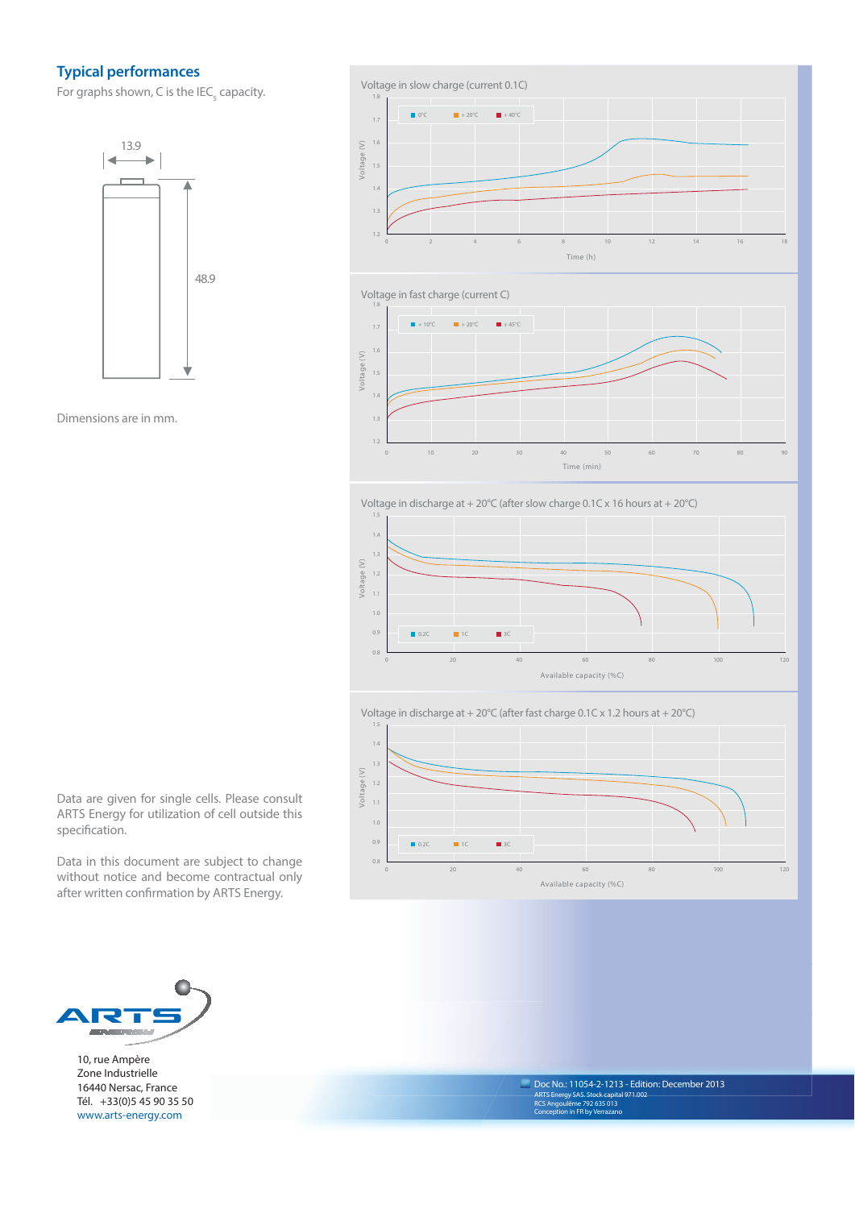## Typical performances

For graphs shown, C is the $IEC_5$ capacity.

13.9

48.9

Dimensions are in mm.

Data are given for single cells. Please consult ARTS Energy for utilization of cell outside this specification.

Data in this document are subject to change without notice and become contractual only after written confirmation by ARTS Energy.

Voltage in slow charge (current 0.1C)

0°C
+ 20°C
+ 40°C

Voltage (V)

1.8
1.7
1.6
1.5
1.4
1.3
1.2

0
2
4
6
8
10
12
14
16
18

Time (h)

Voltage in fast charge (current C)

+ 10°C
+ 20°C
+ 45°C

Voltage (V)

1.8
1.7
1.6
1.5
1.4
1.3
1.2

0
10
20
30
40
50
60
70
80
90

Time (min)

Voltage in discharge at + 20°C (after slow charge 0.1C x 16 hours at + 20°C)

Voltage (V)

1.5
1.4
1.3
1.2
1.1
1.0
0.9
0.8

0.2C
1C
3C

0
20
40
60
80
100
120

Available capacity (%C)

Voltage in discharge at + 20°C (after fast charge 0.1C x 1.2 hours at + 20°C)

Voltage (V)

1.5
1.4
1.3
1.2
1.1
1.0
0.9
0.8

0.2C
1C
3C

0
20
40
60
80
100
120

Available capacity (%C)

ARTS ENERGY

10, rue Ampère
Zone Industrielle
16440 Nersac, France
Tél. +33(0)5 45 90 35 50
www.arts-energy.com

Doc No.: 11054-2-1213 - Edition: December 2013
ARTS Energy SAS. Stock capital 971.002
RCS Angoulême 792 635 013
Conception in FR by Verrazano